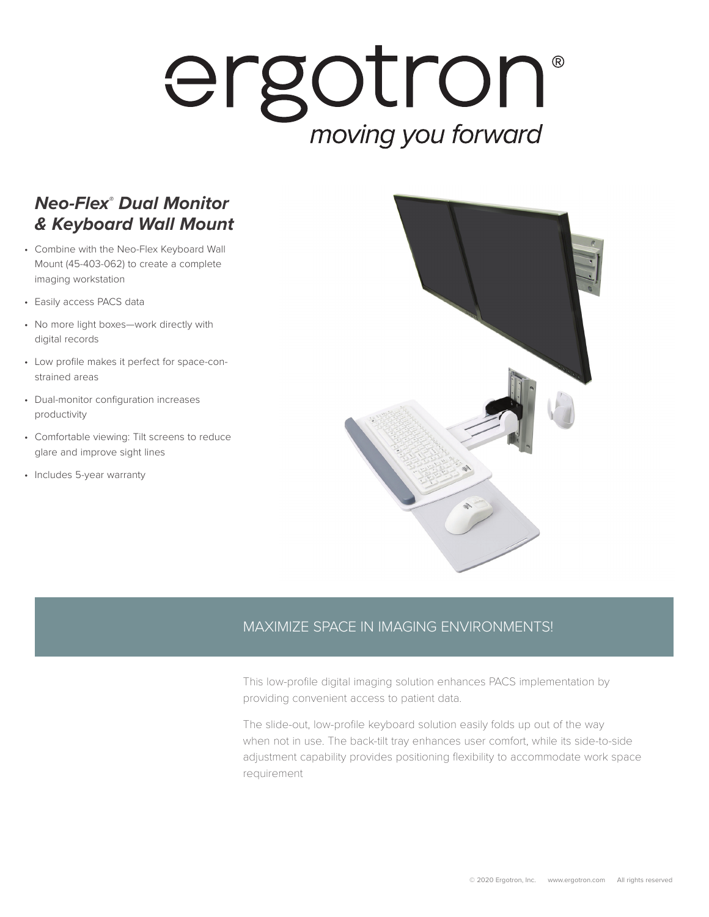# ergotron®

*moving you forward*

## ***Neo-Flex® Dual Monitor & Keyboard Wall Mount***

- Combine with the Neo-Flex Keyboard Wall Mount (45-403-062) to create a complete imaging workstation
- Easily access PACS data
- No more light boxes—work directly with digital records
- Low profile makes it perfect for space-constrained areas
- Dual-monitor configuration increases productivity
- Comfortable viewing: Tilt screens to reduce glare and improve sight lines
- Includes 5-year warranty

## MAXIMIZE SPACE IN IMAGING ENVIRONMENTS!

This low-profile digital imaging solution enhances PACS implementation by providing convenient access to patient data.

The slide-out, low-profile keyboard solution easily folds up out of the way when not in use. The back-tilt tray enhances user comfort, while its side-to-side adjustment capability provides positioning flexibility to accommodate work space requirement

© 2020 Ergotron, Inc. www.ergotron.com All rights reserved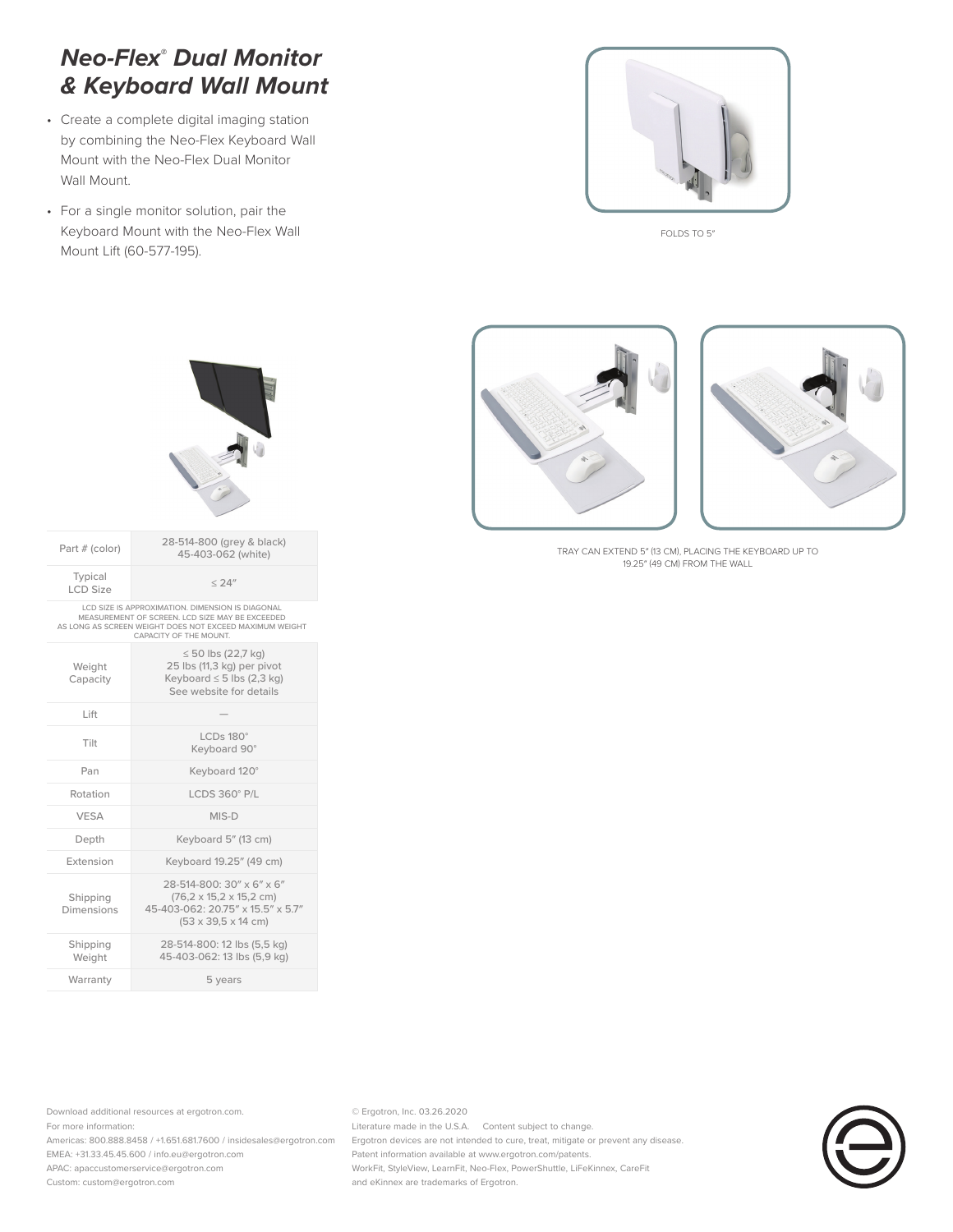# *Neo-Flex® Dual Monitor & Keyboard Wall Mount*

- Create a complete digital imaging station by combining the Neo-Flex Keyboard Wall Mount with the Neo-Flex Dual Monitor Wall Mount.
- For a single monitor solution, pair the Keyboard Mount with the Neo-Flex Wall Mount Lift (60-577-195).

FOLDS TO 5"

TRAY CAN EXTEND 5" (13 CM), PLACING THE KEYBOARD UP TO 19.25" (49 CM) FROM THE WALL

| | |
|---|---|
| Part # (color) | 28-514-800 (grey & black)<br>45-403-062 (white) |
| Typical LCD Size | ≤ 24" |
| LCD SIZE IS APPROXIMATION. DIMENSION IS DIAGONAL MEASUREMENT OF SCREEN. LCD SIZE MAY BE EXCEEDED AS LONG AS SCREEN WEIGHT DOES NOT EXCEED MAXIMUM WEIGHT CAPACITY OF THE MOUNT. | |
| Weight Capacity | ≤ 50 lbs (22,7 kg)<br>25 lbs (11,3 kg) per pivot<br>Keyboard ≤ 5 lbs (2,3 kg)<br>See website for details |
| Lift | — |
| Tilt | LCDs 180°<br>Keyboard 90° |
| Pan | Keyboard 120° |
| Rotation | LCDS 360° P/L |
| VESA | MIS-D |
| Depth | Keyboard 5" (13 cm) |
| Extension | Keyboard 19.25" (49 cm) |
| Shipping Dimensions | 28-514-800: 30" x 6" x 6"<br>(76,2 x 15,2 x 15,2 cm)<br>45-403-062: 20.75" x 15.5" x 5.7"<br>(53 x 39,5 x 14 cm) |
| Shipping Weight | 28-514-800: 12 lbs (5,5 kg)<br>45-403-062: 13 lbs (5,9 kg) |
| Warranty | 5 years |

Download additional resources at ergotron.com.
For more information:
Americas: 800.888.8458 / +1.651.681.7600 / insidesales@ergotron.com
EMEA: +31.33.45.45.600 / info.eu@ergotron.com
APAC: apaccustomerservice@ergotron.com
Custom: custom@ergotron.com

© Ergotron, Inc. 03.26.2020
Literature made in the U.S.A. Content subject to change.
Ergotron devices are not intended to cure, treat, mitigate or prevent any disease.
Patent information available at www.ergotron.com/patents.
WorkFit, StyleView, LearnFit, Neo-Flex, PowerShuttle, LiFeKinnex, CareFit and eKinnex are trademarks of Ergotron.